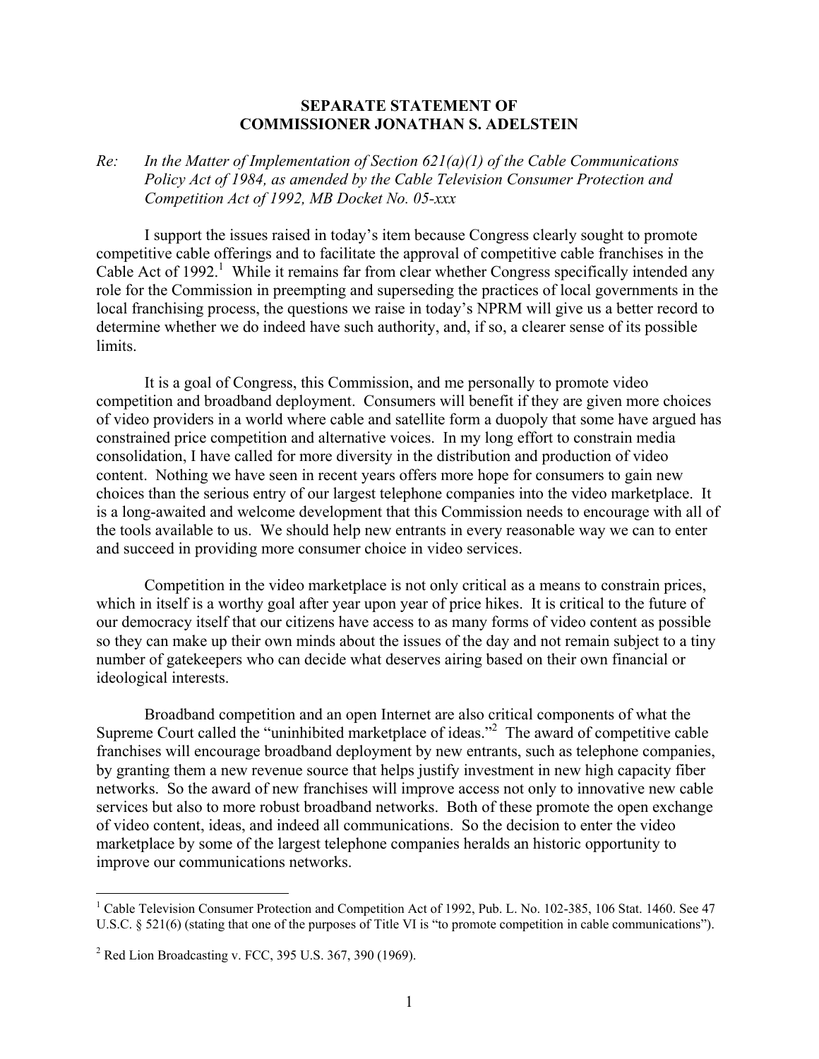**SEPARATE STATEMENT OF**
**COMMISSIONER JONATHAN S. ADELSTEIN**

*Re: In the Matter of Implementation of Section 621(a)(1) of the Cable Communications Policy Act of 1984, as amended by the Cable Television Consumer Protection and Competition Act of 1992, MB Docket No. 05-xxx*

I support the issues raised in today's item because Congress clearly sought to promote competitive cable offerings and to facilitate the approval of competitive cable franchises in the Cable Act of 1992.[1] While it remains far from clear whether Congress specifically intended any role for the Commission in preempting and superseding the practices of local governments in the local franchising process, the questions we raise in today's NPRM will give us a better record to determine whether we do indeed have such authority, and, if so, a clearer sense of its possible limits.

It is a goal of Congress, this Commission, and me personally to promote video competition and broadband deployment. Consumers will benefit if they are given more choices of video providers in a world where cable and satellite form a duopoly that some have argued has constrained price competition and alternative voices. In my long effort to constrain media consolidation, I have called for more diversity in the distribution and production of video content. Nothing we have seen in recent years offers more hope for consumers to gain new choices than the serious entry of our largest telephone companies into the video marketplace. It is a long-awaited and welcome development that this Commission needs to encourage with all of the tools available to us. We should help new entrants in every reasonable way we can to enter and succeed in providing more consumer choice in video services.

Competition in the video marketplace is not only critical as a means to constrain prices, which in itself is a worthy goal after year upon year of price hikes. It is critical to the future of our democracy itself that our citizens have access to as many forms of video content as possible so they can make up their own minds about the issues of the day and not remain subject to a tiny number of gatekeepers who can decide what deserves airing based on their own financial or ideological interests.

Broadband competition and an open Internet are also critical components of what the Supreme Court called the "uninhibited marketplace of ideas."[2] The award of competitive cable franchises will encourage broadband deployment by new entrants, such as telephone companies, by granting them a new revenue source that helps justify investment in new high capacity fiber networks. So the award of new franchises will improve access not only to innovative new cable services but also to more robust broadband networks. Both of these promote the open exchange of video content, ideas, and indeed all communications. So the decision to enter the video marketplace by some of the largest telephone companies heralds an historic opportunity to improve our communications networks.

---

[1] Cable Television Consumer Protection and Competition Act of 1992, Pub. L. No. 102-385, 106 Stat. 1460. See 47 U.S.C. § 521(6) (stating that one of the purposes of Title VI is "to promote competition in cable communications").

[2] Red Lion Broadcasting v. FCC, 395 U.S. 367, 390 (1969).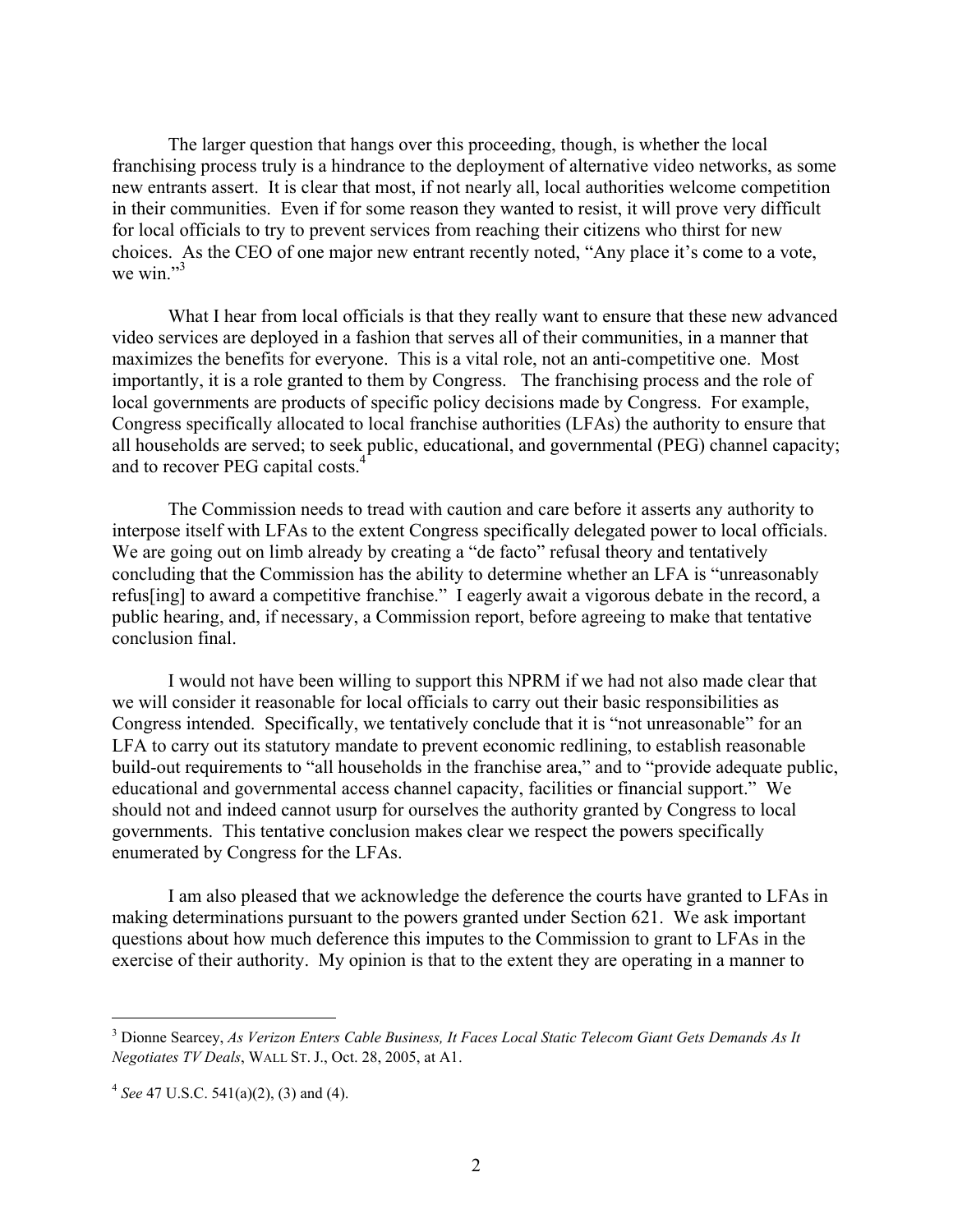The larger question that hangs over this proceeding, though, is whether the local franchising process truly is a hindrance to the deployment of alternative video networks, as some new entrants assert. It is clear that most, if not nearly all, local authorities welcome competition in their communities. Even if for some reason they wanted to resist, it will prove very difficult for local officials to try to prevent services from reaching their citizens who thirst for new choices. As the CEO of one major new entrant recently noted, "Any place it's come to a vote, we win."[3]

What I hear from local officials is that they really want to ensure that these new advanced video services are deployed in a fashion that serves all of their communities, in a manner that maximizes the benefits for everyone. This is a vital role, not an anti-competitive one. Most importantly, it is a role granted to them by Congress. The franchising process and the role of local governments are products of specific policy decisions made by Congress. For example, Congress specifically allocated to local franchise authorities (LFAs) the authority to ensure that all households are served; to seek public, educational, and governmental (PEG) channel capacity; and to recover PEG capital costs.[4]

The Commission needs to tread with caution and care before it asserts any authority to interpose itself with LFAs to the extent Congress specifically delegated power to local officials. We are going out on limb already by creating a "de facto" refusal theory and tentatively concluding that the Commission has the ability to determine whether an LFA is "unreasonably refus[ing] to award a competitive franchise." I eagerly await a vigorous debate in the record, a public hearing, and, if necessary, a Commission report, before agreeing to make that tentative conclusion final.

I would not have been willing to support this NPRM if we had not also made clear that we will consider it reasonable for local officials to carry out their basic responsibilities as Congress intended. Specifically, we tentatively conclude that it is "not unreasonable" for an LFA to carry out its statutory mandate to prevent economic redlining, to establish reasonable build-out requirements to "all households in the franchise area," and to "provide adequate public, educational and governmental access channel capacity, facilities or financial support." We should not and indeed cannot usurp for ourselves the authority granted by Congress to local governments. This tentative conclusion makes clear we respect the powers specifically enumerated by Congress for the LFAs.

I am also pleased that we acknowledge the deference the courts have granted to LFAs in making determinations pursuant to the powers granted under Section 621. We ask important questions about how much deference this imputes to the Commission to grant to LFAs in the exercise of their authority. My opinion is that to the extent they are operating in a manner to

---

[3] Dionne Searcey, *As Verizon Enters Cable Business, It Faces Local Static Telecom Giant Gets Demands As It Negotiates TV Deals*, WALL ST. J., Oct. 28, 2005, at A1.

[4] *See* 47 U.S.C. 541(a)(2), (3) and (4).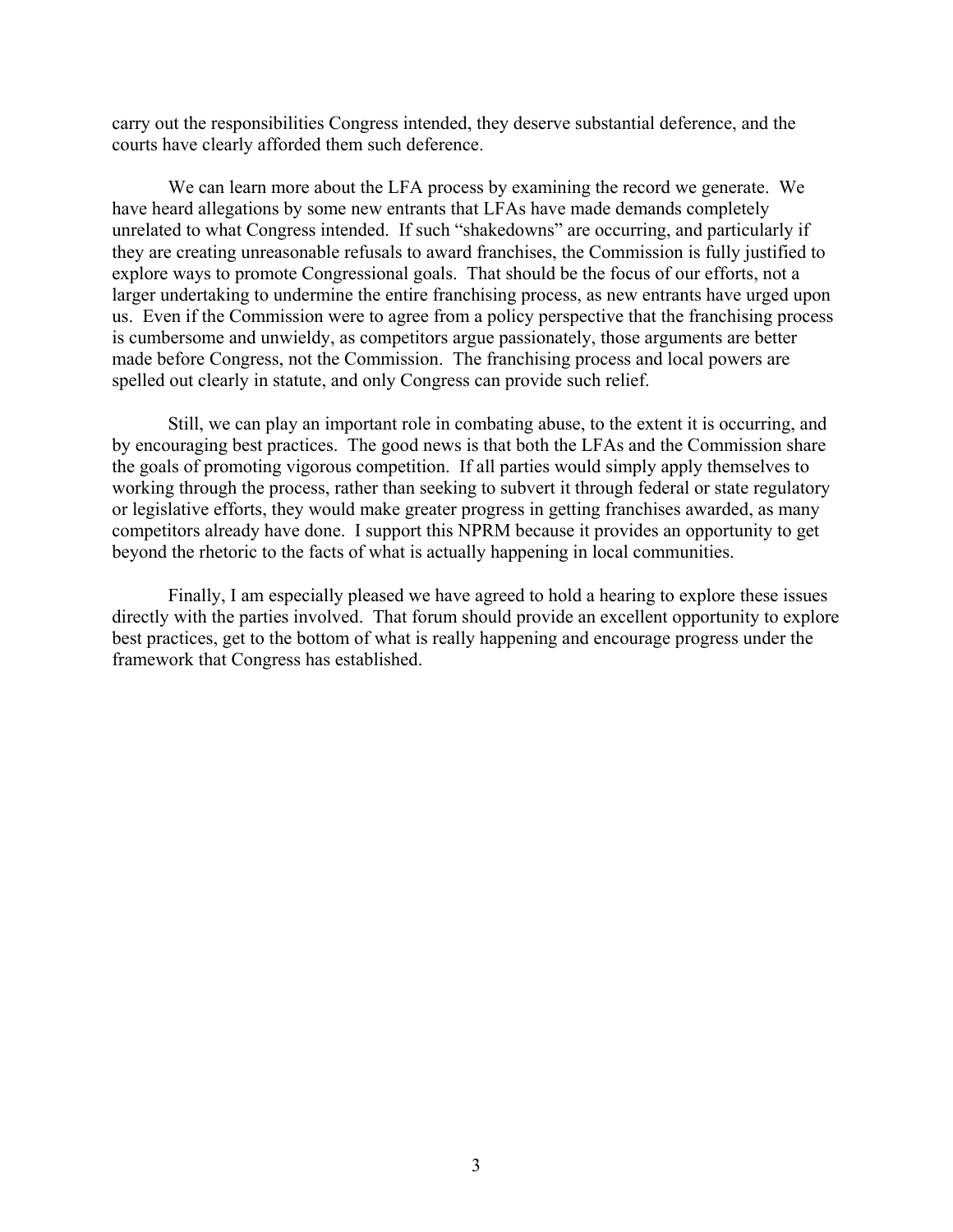carry out the responsibilities Congress intended, they deserve substantial deference, and the courts have clearly afforded them such deference.

We can learn more about the LFA process by examining the record we generate. We have heard allegations by some new entrants that LFAs have made demands completely unrelated to what Congress intended. If such "shakedowns" are occurring, and particularly if they are creating unreasonable refusals to award franchises, the Commission is fully justified to explore ways to promote Congressional goals. That should be the focus of our efforts, not a larger undertaking to undermine the entire franchising process, as new entrants have urged upon us. Even if the Commission were to agree from a policy perspective that the franchising process is cumbersome and unwieldy, as competitors argue passionately, those arguments are better made before Congress, not the Commission. The franchising process and local powers are spelled out clearly in statute, and only Congress can provide such relief.

Still, we can play an important role in combating abuse, to the extent it is occurring, and by encouraging best practices. The good news is that both the LFAs and the Commission share the goals of promoting vigorous competition. If all parties would simply apply themselves to working through the process, rather than seeking to subvert it through federal or state regulatory or legislative efforts, they would make greater progress in getting franchises awarded, as many competitors already have done. I support this NPRM because it provides an opportunity to get beyond the rhetoric to the facts of what is actually happening in local communities.

Finally, I am especially pleased we have agreed to hold a hearing to explore these issues directly with the parties involved. That forum should provide an excellent opportunity to explore best practices, get to the bottom of what is really happening and encourage progress under the framework that Congress has established.